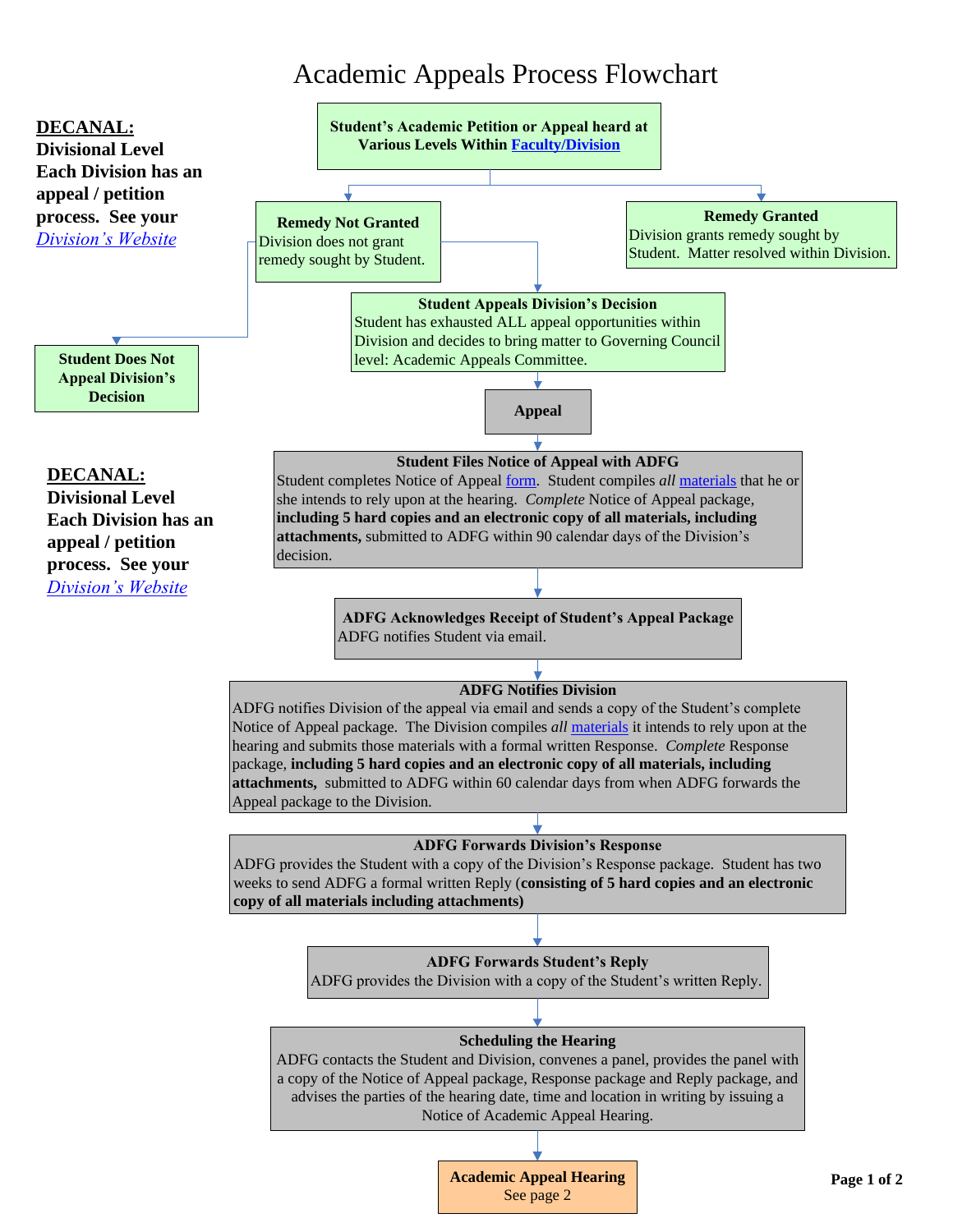# Academic Appeals Process Flowchart

**DECANAL:**
**Divisional Level**
**Each Division has an appeal / petition process. See your *Division's Website***

**Student's Academic Petition or Appeal heard at Various Levels Within Faculty/Division**

**Remedy Not Granted**
Division does not grant remedy sought by Student.

**Remedy Granted**
Division grants remedy sought by Student. Matter resolved within Division.

**Student Does Not Appeal Division's Decision**

**Student Appeals Division's Decision**
Student has exhausted ALL appeal opportunities within Division and decides to bring matter to Governing Council level: Academic Appeals Committee.

**DECANAL:**
**Divisional Level**
**Each Division has an appeal / petition process. See your *Division's Website***

**Appeal**

**Student Files Notice of Appeal with ADFG**
Student completes Notice of Appeal form. Student compiles *all* materials that he or she intends to rely upon at the hearing. *Complete* Notice of Appeal package, **including 5 hard copies and an electronic copy of all materials, including attachments,** submitted to ADFG within 90 calendar days of the Division's decision.

**ADFG Acknowledges Receipt of Student's Appeal Package**
ADFG notifies Student via email.

**ADFG Notifies Division**
ADFG notifies Division of the appeal via email and sends a copy of the Student's complete Notice of Appeal package. The Division compiles *all* materials it intends to rely upon at the hearing and submits those materials with a formal written Response. *Complete* Response package, **including 5 hard copies and an electronic copy of all materials, including attachments,** submitted to ADFG within 60 calendar days from when ADFG forwards the Appeal package to the Division.

**ADFG Forwards Division's Response**
ADFG provides the Student with a copy of the Division's Response package. Student has two weeks to send ADFG a formal written Reply (**consisting of 5 hard copies and an electronic copy of all materials including attachments)**

**ADFG Forwards Student's Reply**
ADFG provides the Division with a copy of the Student's written Reply.

**Scheduling the Hearing**
ADFG contacts the Student and Division, convenes a panel, provides the panel with a copy of the Notice of Appeal package, Response package and Reply package, and advises the parties of the hearing date, time and location in writing by issuing a Notice of Academic Appeal Hearing.

**Academic Appeal Hearing**
See page 2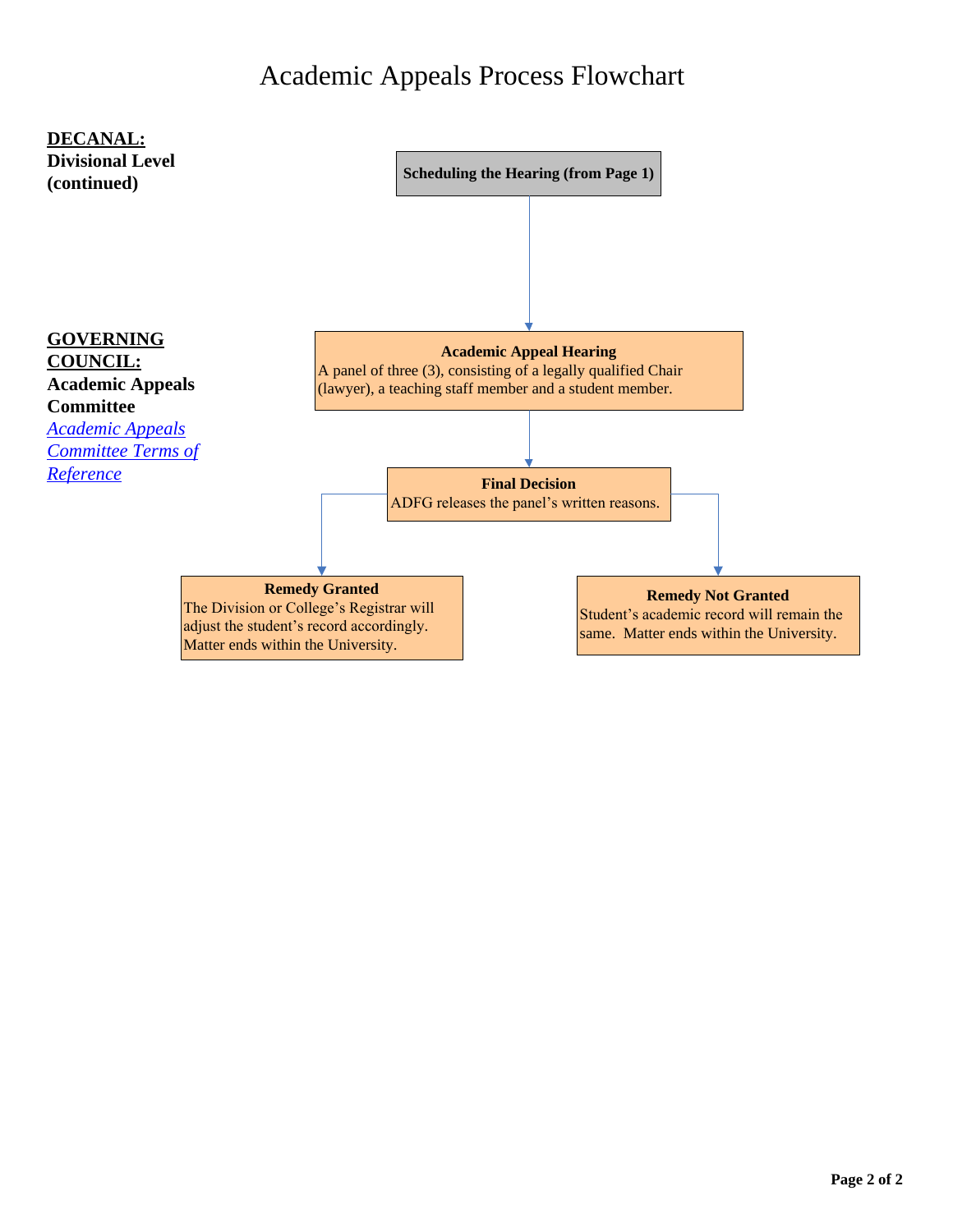# Academic Appeals Process Flowchart

**DECANAL:**
**Divisional Level (continued)**

**Scheduling the Hearing (from Page 1)**

**GOVERNING COUNCIL:**
**Academic Appeals Committee**
*Academic Appeals Committee Terms of Reference*

**Academic Appeal Hearing**
A panel of three (3), consisting of a legally qualified Chair (lawyer), a teaching staff member and a student member.

**Final Decision**
ADFG releases the panel's written reasons.

**Remedy Granted**
The Division or College's Registrar will adjust the student's record accordingly. Matter ends within the University.

**Remedy Not Granted**
Student's academic record will remain the same. Matter ends within the University.